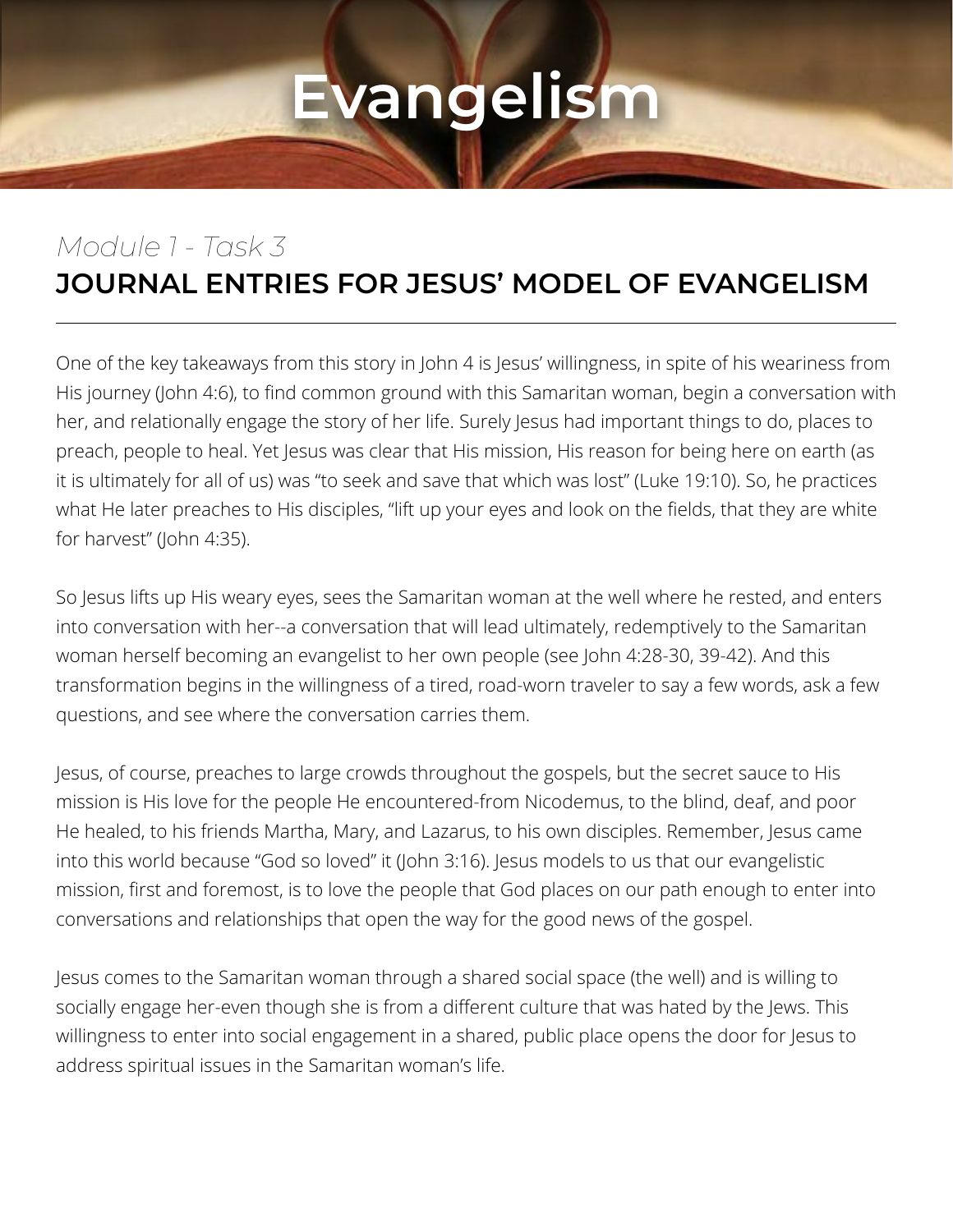# Evangelism

*Module 1 - Task 3*

## JOURNAL ENTRIES FOR JESUS' MODEL OF EVANGELISM

---

One of the key takeaways from this story in John 4 is Jesus' willingness, in spite of his weariness from His journey (John 4:6), to find common ground with this Samaritan woman, begin a conversation with her, and relationally engage the story of her life. Surely Jesus had important things to do, places to preach, people to heal. Yet Jesus was clear that His mission, His reason for being here on earth (as it is ultimately for all of us) was "to seek and save that which was lost" (Luke 19:10). So, he practices what He later preaches to His disciples, "lift up your eyes and look on the fields, that they are white for harvest" (John 4:35).

So Jesus lifts up His weary eyes, sees the Samaritan woman at the well where he rested, and enters into conversation with her--a conversation that will lead ultimately, redemptively to the Samaritan woman herself becoming an evangelist to her own people (see John 4:28-30, 39-42). And this transformation begins in the willingness of a tired, road-worn traveler to say a few words, ask a few questions, and see where the conversation carries them.

Jesus, of course, preaches to large crowds throughout the gospels, but the secret sauce to His mission is His love for the people He encountered-from Nicodemus, to the blind, deaf, and poor He healed, to his friends Martha, Mary, and Lazarus, to his own disciples. Remember, Jesus came into this world because "God so loved" it (John 3:16). Jesus models to us that our evangelistic mission, first and foremost, is to love the people that God places on our path enough to enter into conversations and relationships that open the way for the good news of the gospel.

Jesus comes to the Samaritan woman through a shared social space (the well) and is willing to socially engage her-even though she is from a different culture that was hated by the Jews. This willingness to enter into social engagement in a shared, public place opens the door for Jesus to address spiritual issues in the Samaritan woman's life.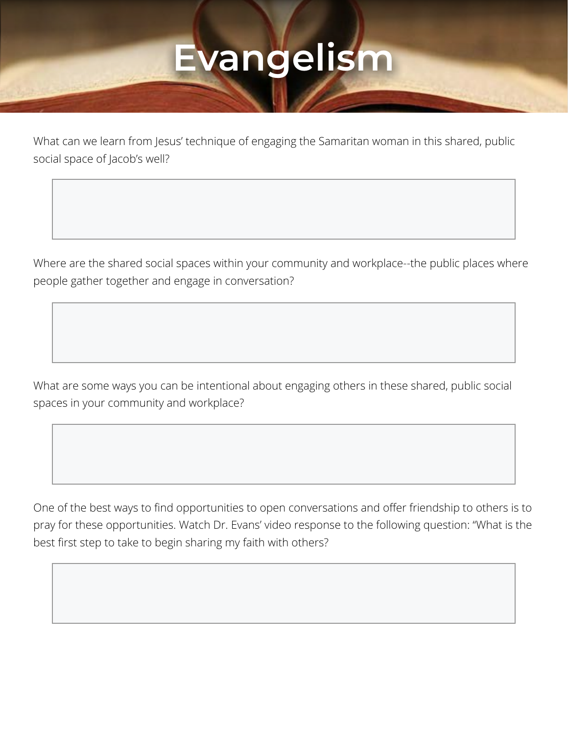# Evangelism

What can we learn from Jesus' technique of engaging the Samaritan woman in this shared, public social space of Jacob's well?

Where are the shared social spaces within your community and workplace--the public places where people gather together and engage in conversation?

What are some ways you can be intentional about engaging others in these shared, public social spaces in your community and workplace?

One of the best ways to find opportunities to open conversations and offer friendship to others is to pray for these opportunities. Watch Dr. Evans' video response to the following question: "What is the best first step to take to begin sharing my faith with others?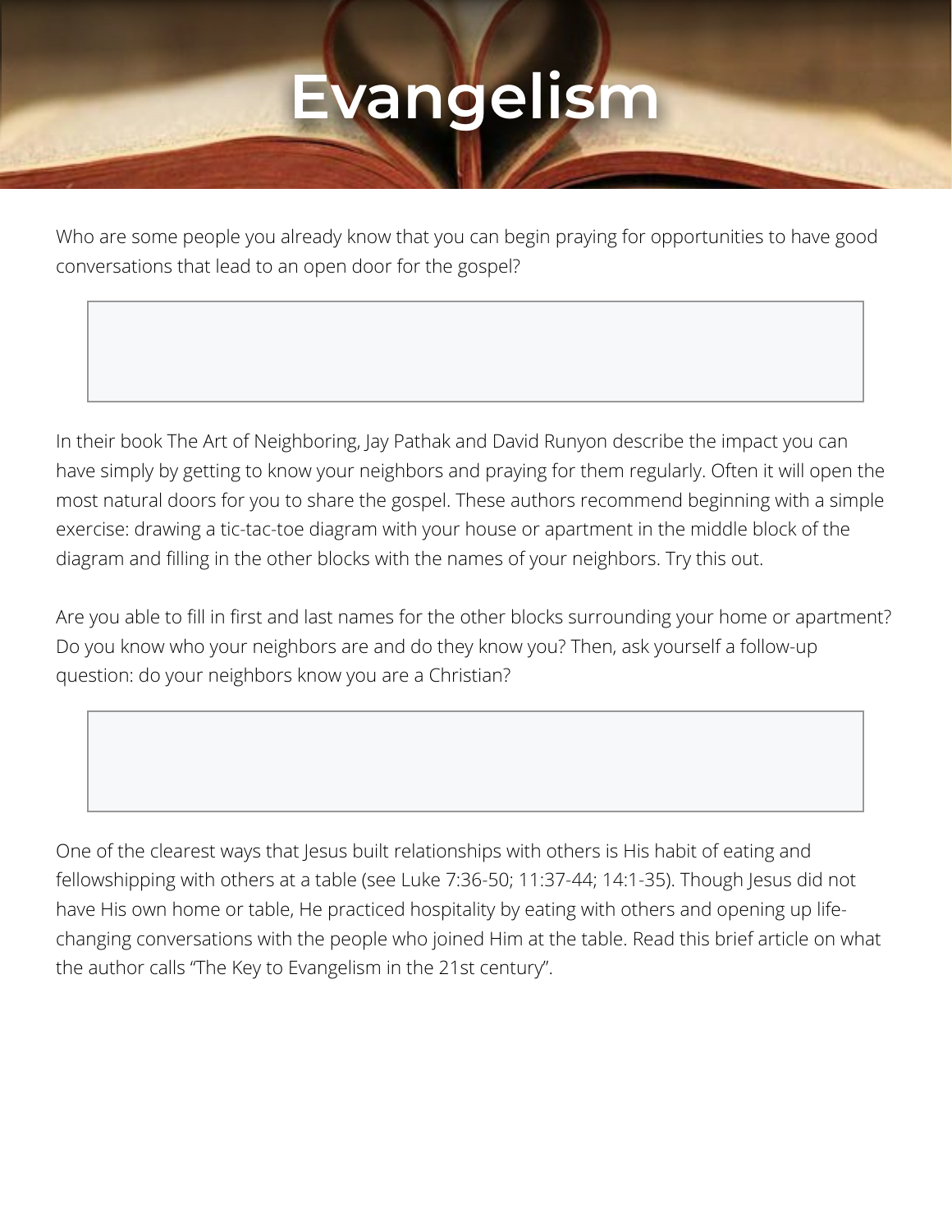# Evangelism

Who are some people you already know that you can begin praying for opportunities to have good conversations that lead to an open door for the gospel?

In their book The Art of Neighboring, Jay Pathak and David Runyon describe the impact you can have simply by getting to know your neighbors and praying for them regularly. Often it will open the most natural doors for you to share the gospel. These authors recommend beginning with a simple exercise: drawing a tic-tac-toe diagram with your house or apartment in the middle block of the diagram and filling in the other blocks with the names of your neighbors. Try this out.

Are you able to fill in first and last names for the other blocks surrounding your home or apartment? Do you know who your neighbors are and do they know you? Then, ask yourself a follow-up question: do your neighbors know you are a Christian?

One of the clearest ways that Jesus built relationships with others is His habit of eating and fellowshipping with others at a table (see Luke 7:36-50; 11:37-44; 14:1-35). Though Jesus did not have His own home or table, He practiced hospitality by eating with others and opening up life-changing conversations with the people who joined Him at the table. Read this brief article on what the author calls "The Key to Evangelism in the 21st century".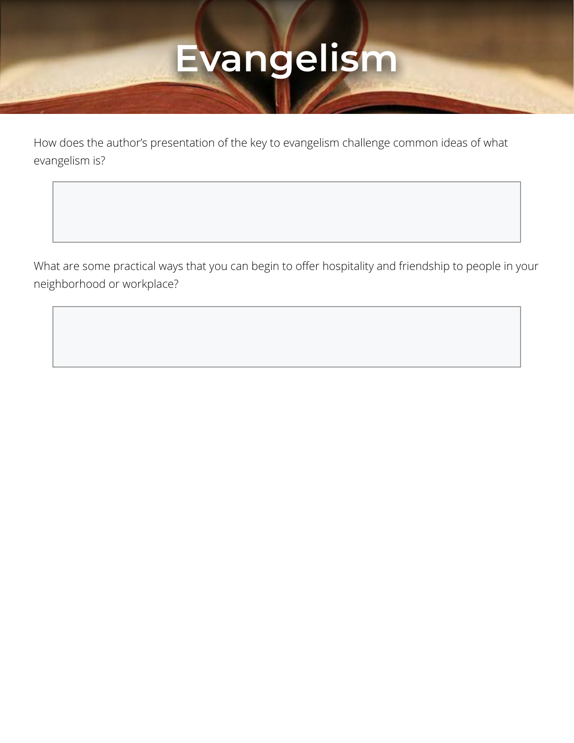# Evangelism

How does the author's presentation of the key to evangelism challenge common ideas of what evangelism is?

What are some practical ways that you can begin to offer hospitality and friendship to people in your neighborhood or workplace?